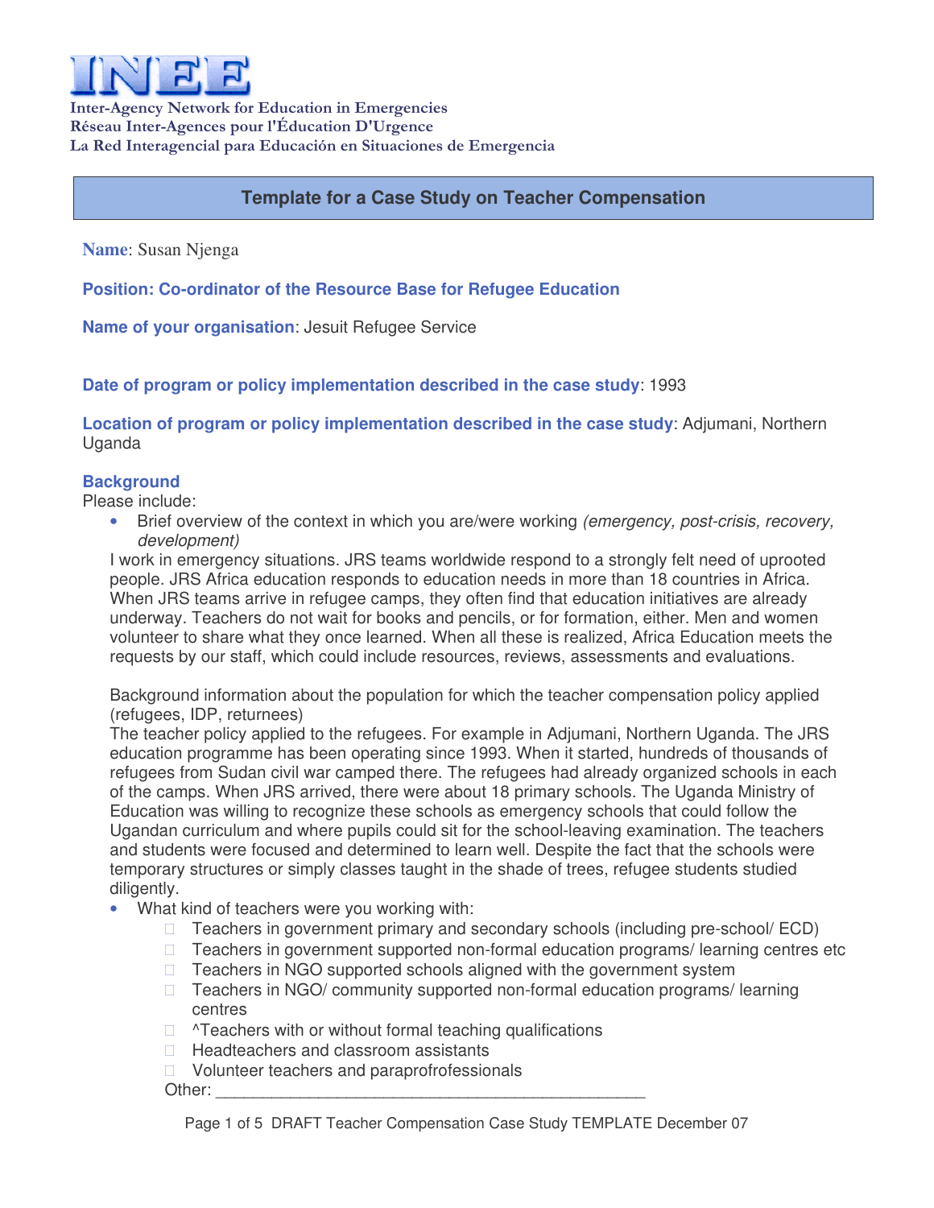**INEE**

**Inter-Agency Network for Education in Emergencies**
**Réseau Inter-Agences pour l'Éducation D'Urgence**
**La Red Interagencial para Educación en Situaciones de Emergencia**

## Template for a Case Study on Teacher Compensation

**Name**: Susan Njenga

**Position: Co-ordinator of the Resource Base for Refugee Education**

**Name of your organisation**: Jesuit Refugee Service

**Date of program or policy implementation described in the case study**: 1993

**Location of program or policy implementation described in the case study**: Adjumani, Northern Uganda

### Background

Please include:

- Brief overview of the context in which you are/were working *(emergency, post-crisis, recovery, development)*

I work in emergency situations. JRS teams worldwide respond to a strongly felt need of uprooted people. JRS Africa education responds to education needs in more than 18 countries in Africa. When JRS teams arrive in refugee camps, they often find that education initiatives are already underway. Teachers do not wait for books and pencils, or for formation, either. Men and women volunteer to share what they once learned. When all these is realized, Africa Education meets the requests by our staff, which could include resources, reviews, assessments and evaluations.

Background information about the population for which the teacher compensation policy applied (refugees, IDP, returnees)

The teacher policy applied to the refugees. For example in Adjumani, Northern Uganda. The JRS education programme has been operating since 1993. When it started, hundreds of thousands of refugees from Sudan civil war camped there. The refugees had already organized schools in each of the camps. When JRS arrived, there were about 18 primary schools. The Uganda Ministry of Education was willing to recognize these schools as emergency schools that could follow the Ugandan curriculum and where pupils could sit for the school-leaving examination. The teachers and students were focused and determined to learn well. Despite the fact that the schools were temporary structures or simply classes taught in the shade of trees, refugee students studied diligently.

- What kind of teachers were you working with:
  - ☐ Teachers in government primary and secondary schools (including pre-school/ ECD)
  - ☐ Teachers in government supported non-formal education programs/ learning centres etc
  - ☐ Teachers in NGO supported schools aligned with the government system
  - ☐ Teachers in NGO/ community supported non-formal education programs/ learning centres
  - ☐ ^Teachers with or without formal teaching qualifications
  - ☐ Headteachers and classroom assistants
  - ☐ Volunteer teachers and paraprofressionals

  Other: _______________________________________________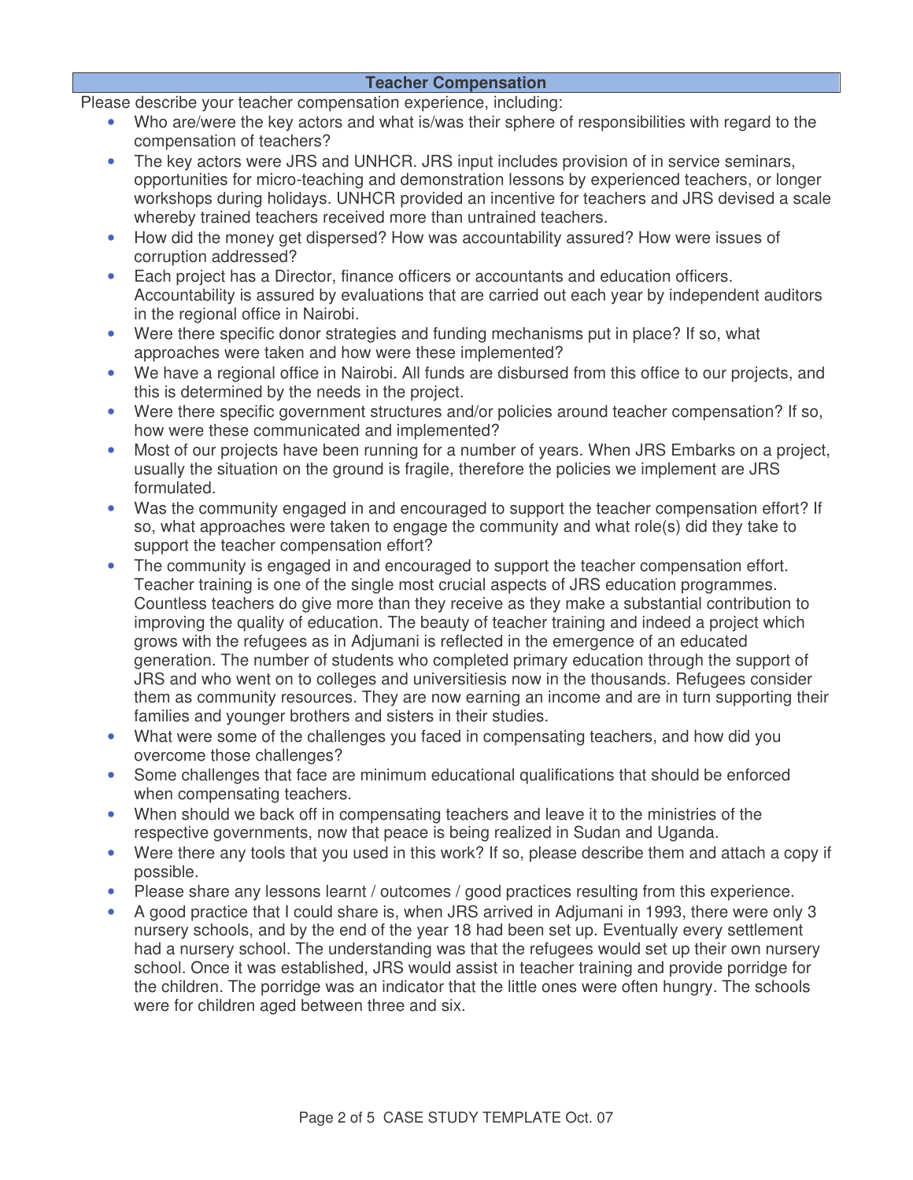## Teacher Compensation

Please describe your teacher compensation experience, including:

- Who are/were the key actors and what is/was their sphere of responsibilities with regard to the compensation of teachers?
- The key actors were JRS and UNHCR. JRS input includes provision of in service seminars, opportunities for micro-teaching and demonstration lessons by experienced teachers, or longer workshops during holidays. UNHCR provided an incentive for teachers and JRS devised a scale whereby trained teachers received more than untrained teachers.
- How did the money get dispersed? How was accountability assured? How were issues of corruption addressed?
- Each project has a Director, finance officers or accountants and education officers. Accountability is assured by evaluations that are carried out each year by independent auditors in the regional office in Nairobi.
- Were there specific donor strategies and funding mechanisms put in place? If so, what approaches were taken and how were these implemented?
- We have a regional office in Nairobi. All funds are disbursed from this office to our projects, and this is determined by the needs in the project.
- Were there specific government structures and/or policies around teacher compensation? If so, how were these communicated and implemented?
- Most of our projects have been running for a number of years. When JRS Embarks on a project, usually the situation on the ground is fragile, therefore the policies we implement are JRS formulated.
- Was the community engaged in and encouraged to support the teacher compensation effort? If so, what approaches were taken to engage the community and what role(s) did they take to support the teacher compensation effort?
- The community is engaged in and encouraged to support the teacher compensation effort. Teacher training is one of the single most crucial aspects of JRS education programmes. Countless teachers do give more than they receive as they make a substantial contribution to improving the quality of education. The beauty of teacher training and indeed a project which grows with the refugees as in Adjumani is reflected in the emergence of an educated generation. The number of students who completed primary education through the support of JRS and who went on to colleges and universitiesis now in the thousands. Refugees consider them as community resources. They are now earning an income and are in turn supporting their families and younger brothers and sisters in their studies.
- What were some of the challenges you faced in compensating teachers, and how did you overcome those challenges?
- Some challenges that face are minimum educational qualifications that should be enforced when compensating teachers.
- When should we back off in compensating teachers and leave it to the ministries of the respective governments, now that peace is being realized in Sudan and Uganda.
- Were there any tools that you used in this work? If so, please describe them and attach a copy if possible.
- Please share any lessons learnt / outcomes / good practices resulting from this experience.
- A good practice that I could share is, when JRS arrived in Adjumani in 1993, there were only 3 nursery schools, and by the end of the year 18 had been set up. Eventually every settlement had a nursery school. The understanding was that the refugees would set up their own nursery school. Once it was established, JRS would assist in teacher training and provide porridge for the children. The porridge was an indicator that the little ones were often hungry. The schools were for children aged between three and six.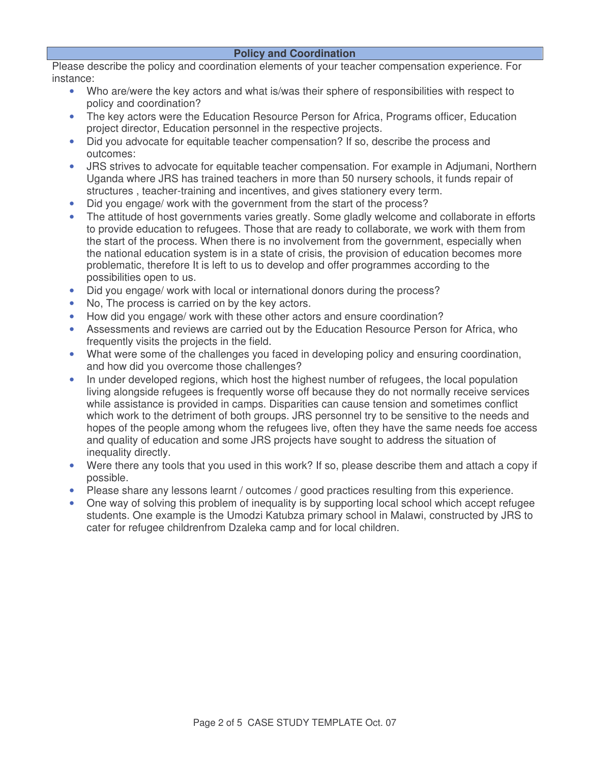## Policy and Coordination

Please describe the policy and coordination elements of your teacher compensation experience. For instance:

- Who are/were the key actors and what is/was their sphere of responsibilities with respect to policy and coordination?
- The key actors were the Education Resource Person for Africa, Programs officer, Education project director, Education personnel in the respective projects.
- Did you advocate for equitable teacher compensation? If so, describe the process and outcomes:
- JRS strives to advocate for equitable teacher compensation. For example in Adjumani, Northern Uganda where JRS has trained teachers in more than 50 nursery schools, it funds repair of structures , teacher-training and incentives, and gives stationery every term.
- Did you engage/ work with the government from the start of the process?
- The attitude of host governments varies greatly. Some gladly welcome and collaborate in efforts to provide education to refugees. Those that are ready to collaborate, we work with them from the start of the process. When there is no involvement from the government, especially when the national education system is in a state of crisis, the provision of education becomes more problematic, therefore It is left to us to develop and offer programmes according to the possibilities open to us.
- Did you engage/ work with local or international donors during the process?
- No, The process is carried on by the key actors.
- How did you engage/ work with these other actors and ensure coordination?
- Assessments and reviews are carried out by the Education Resource Person for Africa, who frequently visits the projects in the field.
- What were some of the challenges you faced in developing policy and ensuring coordination, and how did you overcome those challenges?
- In under developed regions, which host the highest number of refugees, the local population living alongside refugees is frequently worse off because they do not normally receive services while assistance is provided in camps. Disparities can cause tension and sometimes conflict which work to the detriment of both groups. JRS personnel try to be sensitive to the needs and hopes of the people among whom the refugees live, often they have the same needs foe access and quality of education and some JRS projects have sought to address the situation of inequality directly.
- Were there any tools that you used in this work? If so, please describe them and attach a copy if possible.
- Please share any lessons learnt / outcomes / good practices resulting from this experience.
- One way of solving this problem of inequality is by supporting local school which accept refugee students. One example is the Umodzi Katubza primary school in Malawi, constructed by JRS to cater for refugee childrenfrom Dzaleka camp and for local children.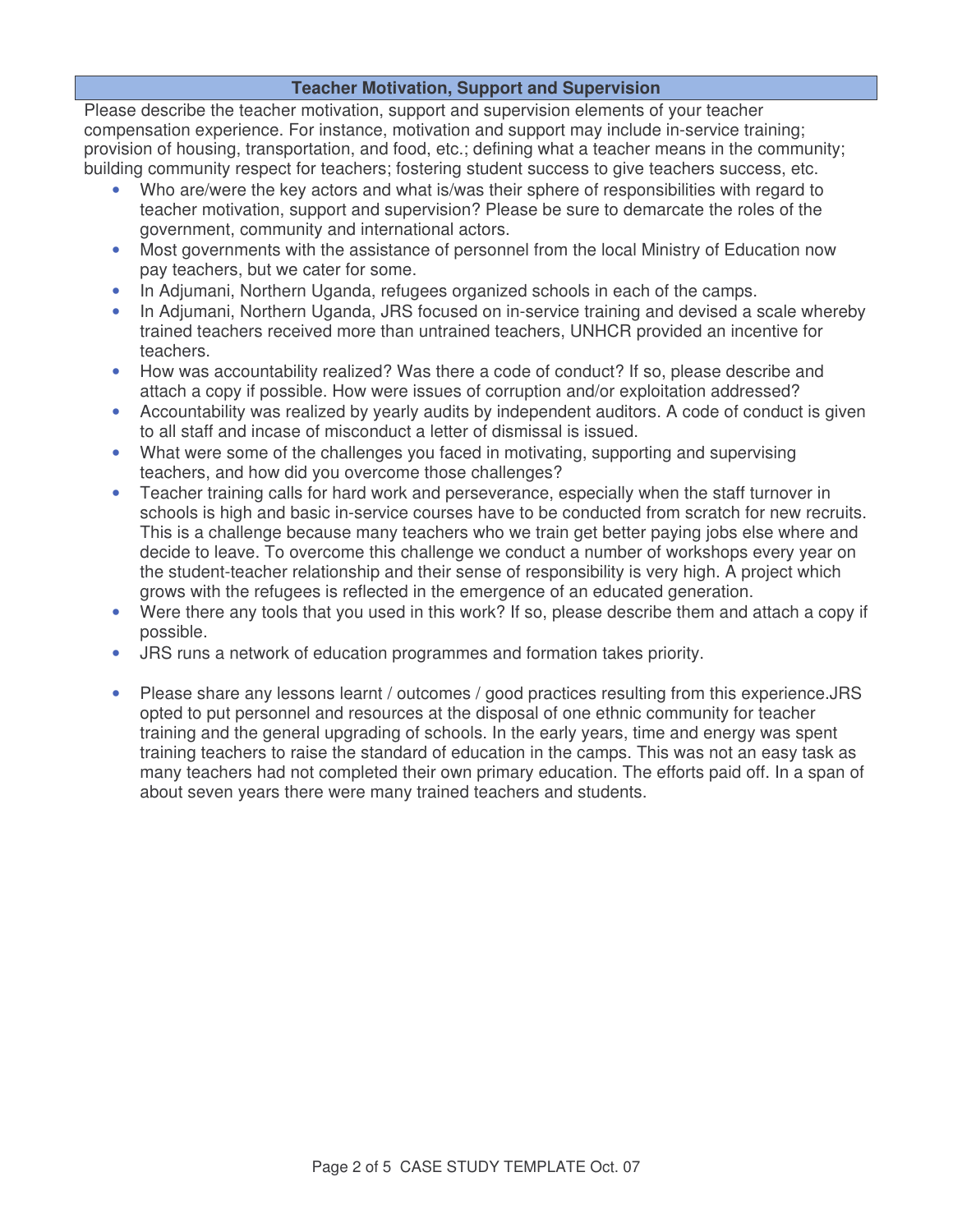## Teacher Motivation, Support and Supervision

Please describe the teacher motivation, support and supervision elements of your teacher compensation experience. For instance, motivation and support may include in-service training; provision of housing, transportation, and food, etc.; defining what a teacher means in the community; building community respect for teachers; fostering student success to give teachers success, etc.

- Who are/were the key actors and what is/was their sphere of responsibilities with regard to teacher motivation, support and supervision? Please be sure to demarcate the roles of the government, community and international actors.
- Most governments with the assistance of personnel from the local Ministry of Education now pay teachers, but we cater for some.
- In Adjumani, Northern Uganda, refugees organized schools in each of the camps.
- In Adjumani, Northern Uganda, JRS focused on in-service training and devised a scale whereby trained teachers received more than untrained teachers, UNHCR provided an incentive for teachers.
- How was accountability realized? Was there a code of conduct? If so, please describe and attach a copy if possible. How were issues of corruption and/or exploitation addressed?
- Accountability was realized by yearly audits by independent auditors. A code of conduct is given to all staff and incase of misconduct a letter of dismissal is issued.
- What were some of the challenges you faced in motivating, supporting and supervising teachers, and how did you overcome those challenges?
- Teacher training calls for hard work and perseverance, especially when the staff turnover in schools is high and basic in-service courses have to be conducted from scratch for new recruits. This is a challenge because many teachers who we train get better paying jobs else where and decide to leave. To overcome this challenge we conduct a number of workshops every year on the student-teacher relationship and their sense of responsibility is very high. A project which grows with the refugees is reflected in the emergence of an educated generation.
- Were there any tools that you used in this work? If so, please describe them and attach a copy if possible.
- JRS runs a network of education programmes and formation takes priority.

- Please share any lessons learnt / outcomes / good practices resulting from this experience.JRS opted to put personnel and resources at the disposal of one ethnic community for teacher training and the general upgrading of schools. In the early years, time and energy was spent training teachers to raise the standard of education in the camps. This was not an easy task as many teachers had not completed their own primary education. The efforts paid off. In a span of about seven years there were many trained teachers and students.